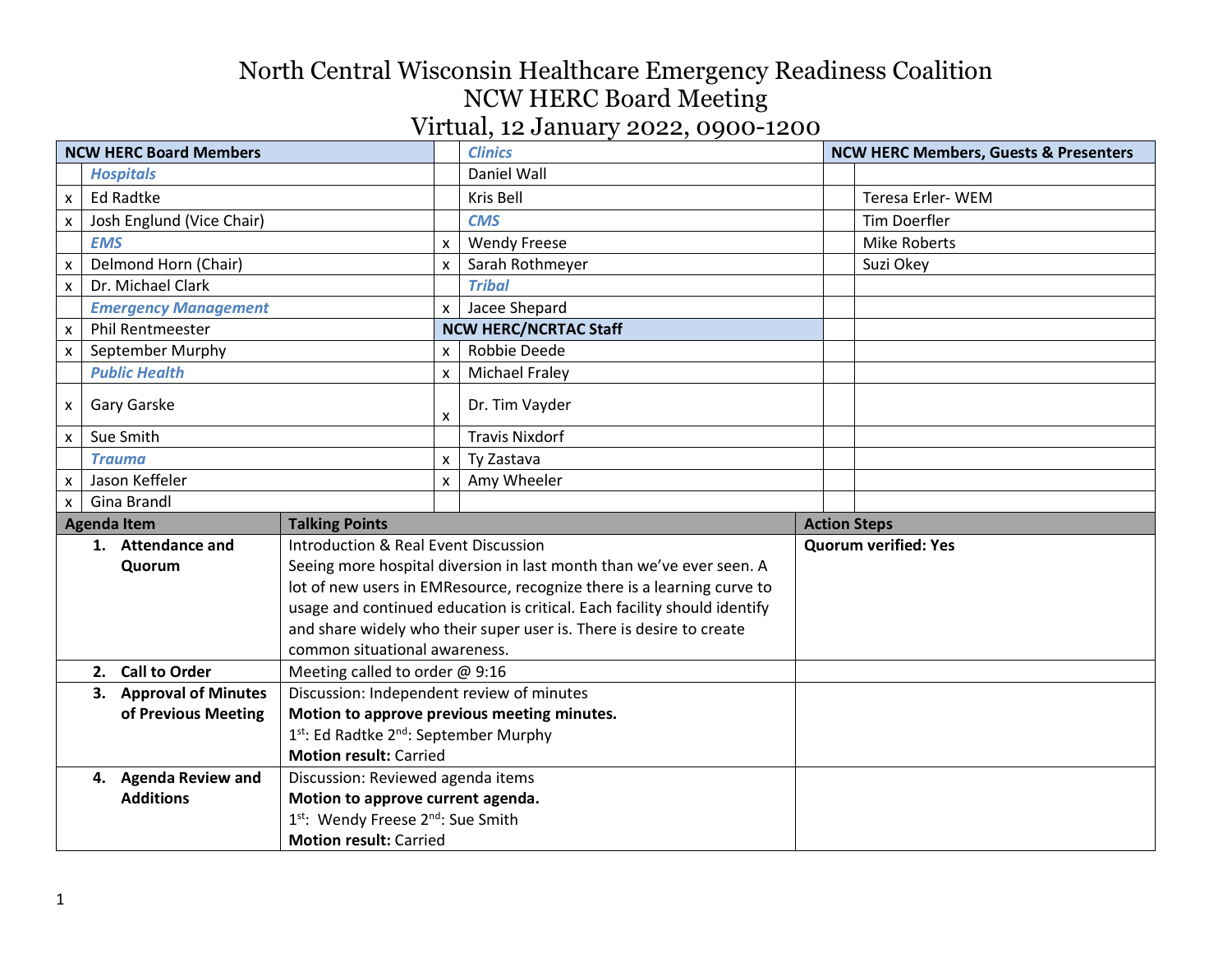# North Central Wisconsin Healthcare Emergency Readiness Coalition
## NCW HERC Board Meeting
## Virtual, 12 January 2022, 0900-1200

| | NCW HERC Board Members | | Clinics | | NCW HERC Members, Guests & Presenters |
|---|---|---|---|---|---|
| | ***Hospitals*** | | Daniel Wall | | |
| x | Ed Radtke | | Kris Bell | | Teresa Erler- WEM |
| x | Josh Englund (Vice Chair) | | ***CMS*** | | Tim Doerfler |
| | ***EMS*** | x | Wendy Freese | | Mike Roberts |
| x | Delmond Horn (Chair) | x | Sarah Rothmeyer | | Suzi Okey |
| x | Dr. Michael Clark | | ***Tribal*** | | |
| | ***Emergency Management*** | x | Jacee Shepard | | |
| x | Phil Rentmeester | | **NCW HERC/NCRTAC Staff** | | |
| x | September Murphy | x | Robbie Deede | | |
| | ***Public Health*** | x | Michael Fraley | | |
| x | Gary Garske | x | Dr. Tim Vayder | | |
| x | Sue Smith | | Travis Nixdorf | | |
| | ***Trauma*** | x | Ty Zastava | | |
| x | Jason Keffeler | x | Amy Wheeler | | |
| x | Gina Brandl | | | | |

| Agenda Item | Talking Points | Action Steps |
|---|---|---|
| **1. Attendance and Quorum** | Introduction & Real Event Discussion<br>Seeing more hospital diversion in last month than we've ever seen. A lot of new users in EMResource, recognize there is a learning curve to usage and continued education is critical. Each facility should identify and share widely who their super user is. There is desire to create common situational awareness. | **Quorum verified: Yes** |
| **2. Call to Order** | Meeting called to order @ 9:16 | |
| **3. Approval of Minutes of Previous Meeting** | Discussion: Independent review of minutes<br>**Motion to approve previous meeting minutes.**<br>1st: Ed Radtke 2nd: September Murphy<br>**Motion result:** Carried | |
| **4. Agenda Review and Additions** | Discussion: Reviewed agenda items<br>**Motion to approve current agenda.**<br>1st: Wendy Freese 2nd: Sue Smith<br>**Motion result:** Carried | |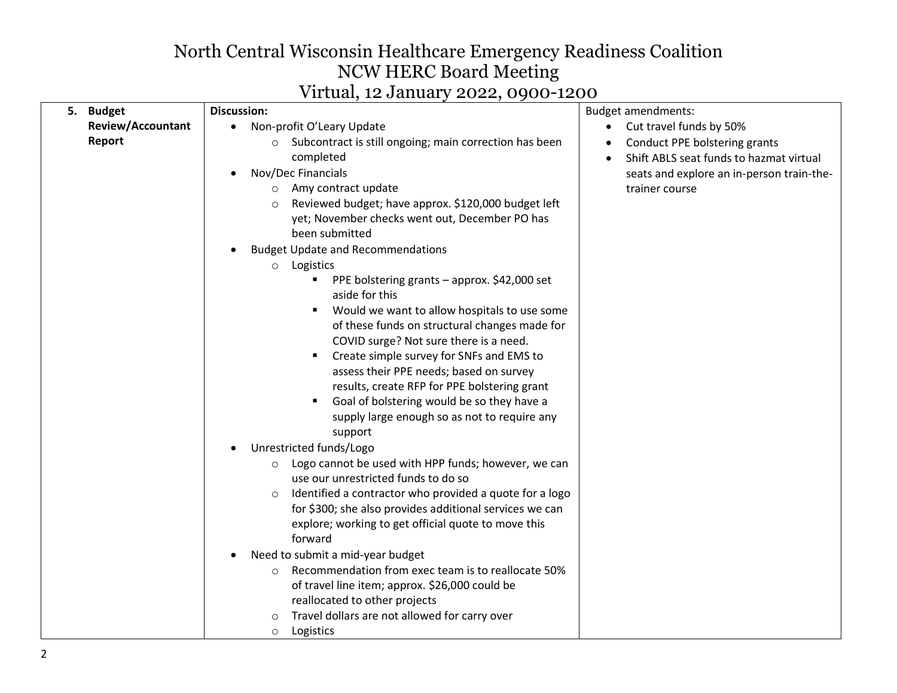# North Central Wisconsin Healthcare Emergency Readiness Coalition
## NCW HERC Board Meeting
### Virtual, 12 January 2022, 0900-1200

| | | |
|---|---|---|
| **5. Budget Review/Accountant Report** | **Discussion:**<br>• Non-profit O'Leary Update<br>  ○ Subcontract is still ongoing; main correction has been completed<br>• Nov/Dec Financials<br>  ○ Amy contract update<br>  ○ Reviewed budget; have approx. $120,000 budget left yet; November checks went out, December PO has been submitted<br>• Budget Update and Recommendations<br>  ○ Logistics<br>    ▪ PPE bolstering grants – approx. $42,000 set aside for this<br>    ▪ Would we want to allow hospitals to use some of these funds on structural changes made for COVID surge? Not sure there is a need.<br>    ▪ Create simple survey for SNFs and EMS to assess their PPE needs; based on survey results, create RFP for PPE bolstering grant<br>    ▪ Goal of bolstering would be so they have a supply large enough so as not to require any support<br>• Unrestricted funds/Logo<br>  ○ Logo cannot be used with HPP funds; however, we can use our unrestricted funds to do so<br>  ○ Identified a contractor who provided a quote for a logo for $300; she also provides additional services we can explore; working to get official quote to move this forward<br>• Need to submit a mid-year budget<br>  ○ Recommendation from exec team is to reallocate 50% of travel line item; approx. $26,000 could be reallocated to other projects<br>  ○ Travel dollars are not allowed for carry over<br>  ○ Logistics | Budget amendments:<br>• Cut travel funds by 50%<br>• Conduct PPE bolstering grants<br>• Shift ABLS seat funds to hazmat virtual seats and explore an in-person train-the-trainer course |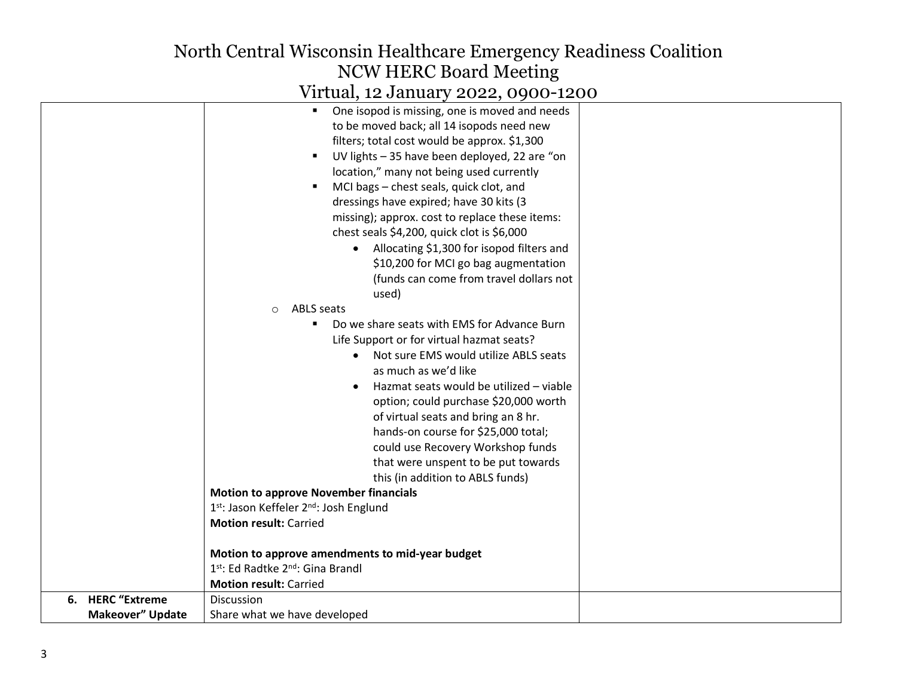# North Central Wisconsin Healthcare Emergency Readiness Coalition
## NCW HERC Board Meeting
### Virtual, 12 January 2022, 0900-1200

| | | |
|---|---|---|
| | - One isopod is missing, one is moved and needs to be moved back; all 14 isopods need new filters; total cost would be approx. \$1,300<br>- UV lights – 35 have been deployed, 22 are "on location," many not being used currently<br>- MCI bags – chest seals, quick clot, and dressings have expired; have 30 kits (3 missing); approx. cost to replace these items: chest seals \$4,200, quick clot is \$6,000<br>&nbsp;&nbsp;&nbsp;&nbsp;• Allocating \$1,300 for isopod filters and \$10,200 for MCI go bag augmentation (funds can come from travel dollars not used)<br>o ABLS seats<br>&nbsp;&nbsp;&nbsp;&nbsp;- Do we share seats with EMS for Advance Burn Life Support or for virtual hazmat seats?<br>&nbsp;&nbsp;&nbsp;&nbsp;&nbsp;&nbsp;&nbsp;&nbsp;• Not sure EMS would utilize ABLS seats as much as we'd like<br>&nbsp;&nbsp;&nbsp;&nbsp;&nbsp;&nbsp;&nbsp;&nbsp;• Hazmat seats would be utilized – viable option; could purchase \$20,000 worth of virtual seats and bring an 8 hr. hands-on course for \$25,000 total; could use Recovery Workshop funds that were unspent to be put towards this (in addition to ABLS funds)<br>**Motion to approve November financials**<br>1st: Jason Keffeler 2nd: Josh Englund<br>**Motion result:** Carried<br><br>**Motion to approve amendments to mid-year budget**<br>1st: Ed Radtke 2nd: Gina Brandl<br>**Motion result:** Carried | |
| **6. HERC "Extreme Makeover" Update** | Discussion<br>Share what we have developed | |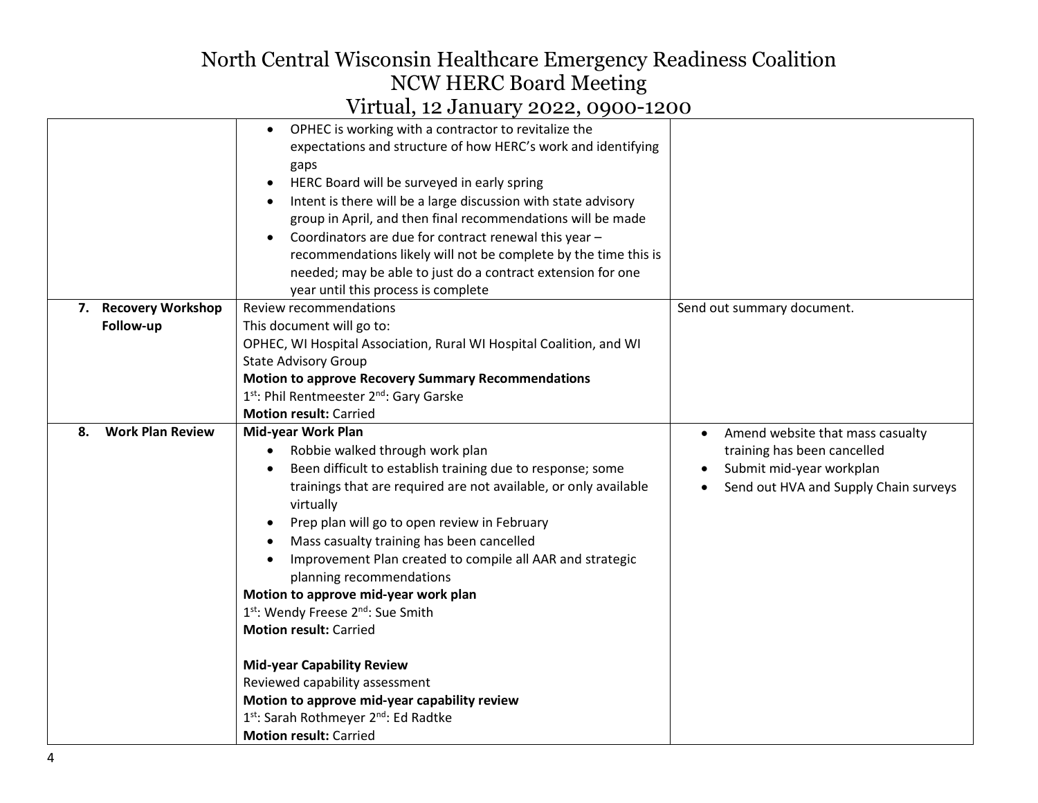# North Central Wisconsin Healthcare Emergency Readiness Coalition
## NCW HERC Board Meeting
### Virtual, 12 January 2022, 0900-1200

| | | |
|---|---|---|
| | • OPHEC is working with a contractor to revitalize the expectations and structure of how HERC's work and identifying gaps<br>• HERC Board will be surveyed in early spring<br>• Intent is there will be a large discussion with state advisory group in April, and then final recommendations will be made<br>• Coordinators are due for contract renewal this year – recommendations likely will not be complete by the time this is needed; may be able to just do a contract extension for one year until this process is complete | |
| **7. Recovery Workshop Follow-up** | Review recommendations<br>This document will go to:<br>OPHEC, WI Hospital Association, Rural WI Hospital Coalition, and WI State Advisory Group<br>**Motion to approve Recovery Summary Recommendations**<br>1st: Phil Rentmeester 2nd: Gary Garske<br>**Motion result:** Carried | Send out summary document. |
| **8. Work Plan Review** | **Mid-year Work Plan**<br>• Robbie walked through work plan<br>• Been difficult to establish training due to response; some trainings that are required are not available, or only available virtually<br>• Prep plan will go to open review in February<br>• Mass casualty training has been cancelled<br>• Improvement Plan created to compile all AAR and strategic planning recommendations<br>**Motion to approve mid-year work plan**<br>1st: Wendy Freese 2nd: Sue Smith<br>**Motion result:** Carried<br><br>**Mid-year Capability Review**<br>Reviewed capability assessment<br>**Motion to approve mid-year capability review**<br>1st: Sarah Rothmeyer 2nd: Ed Radtke<br>**Motion result:** Carried | • Amend website that mass casualty training has been cancelled<br>• Submit mid-year workplan<br>• Send out HVA and Supply Chain surveys |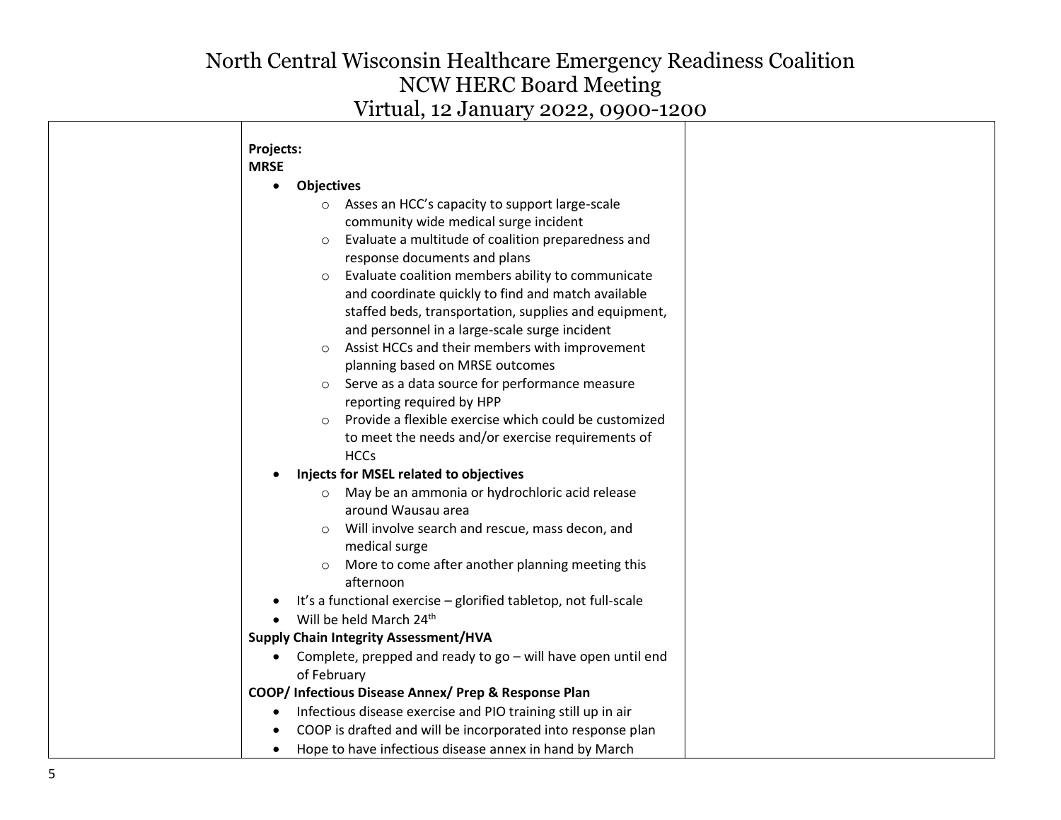| | | |
|---|---|---|
| | **Projects:**<br>**MRSE**<br>• **Objectives**<br>  ○ Asses an HCC's capacity to support large-scale community wide medical surge incident<br>  ○ Evaluate a multitude of coalition preparedness and response documents and plans<br>  ○ Evaluate coalition members ability to communicate and coordinate quickly to find and match available staffed beds, transportation, supplies and equipment, and personnel in a large-scale surge incident<br>  ○ Assist HCCs and their members with improvement planning based on MRSE outcomes<br>  ○ Serve as a data source for performance measure reporting required by HPP<br>  ○ Provide a flexible exercise which could be customized to meet the needs and/or exercise requirements of HCCs<br>• **Injects for MSEL related to objectives**<br>  ○ May be an ammonia or hydrochloric acid release around Wausau area<br>  ○ Will involve search and rescue, mass decon, and medical surge<br>  ○ More to come after another planning meeting this afternoon<br>• It's a functional exercise – glorified tabletop, not full-scale<br>• Will be held March 24th<br>**Supply Chain Integrity Assessment/HVA**<br>• Complete, prepped and ready to go – will have open until end of February<br>**COOP/ Infectious Disease Annex/ Prep & Response Plan**<br>• Infectious disease exercise and PIO training still up in air<br>• COOP is drafted and will be incorporated into response plan<br>• Hope to have infectious disease annex in hand by March | |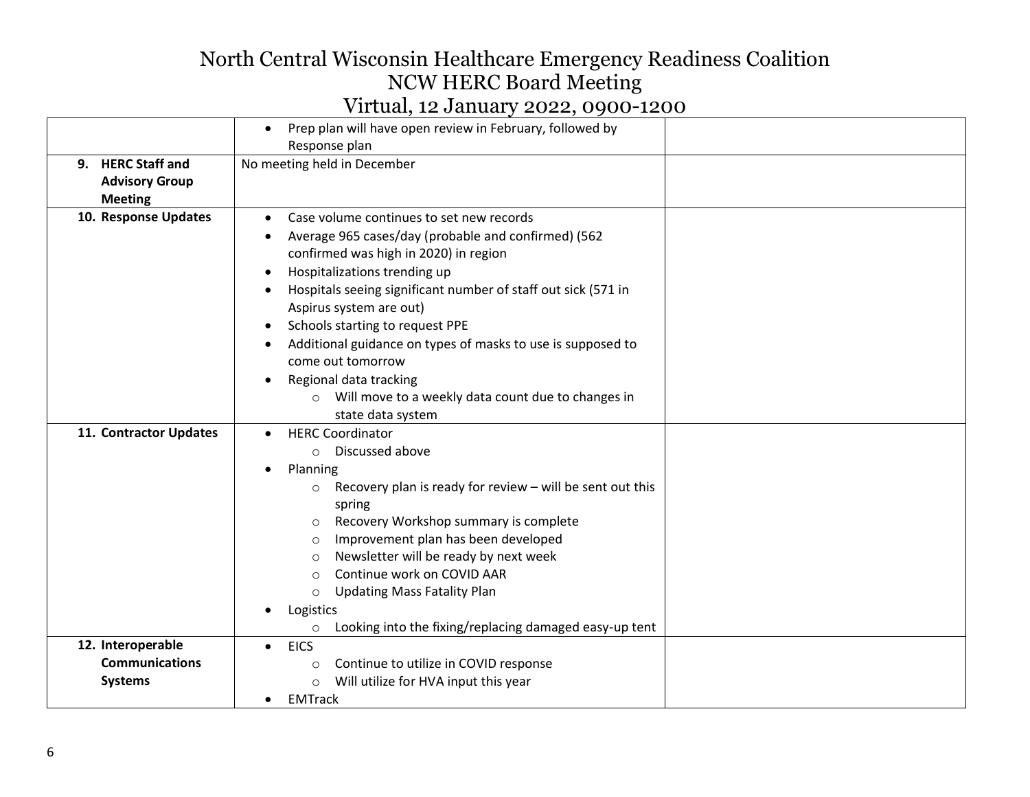# North Central Wisconsin Healthcare Emergency Readiness Coalition
## NCW HERC Board Meeting
## Virtual, 12 January 2022, 0900-1200

| | | |
|---|---|---|
| | • Prep plan will have open review in February, followed by Response plan | |
| **9. HERC Staff and Advisory Group Meeting** | No meeting held in December | |
| **10. Response Updates** | • Case volume continues to set new records<br>• Average 965 cases/day (probable and confirmed) (562 confirmed was high in 2020) in region<br>• Hospitalizations trending up<br>• Hospitals seeing significant number of staff out sick (571 in Aspirus system are out)<br>• Schools starting to request PPE<br>• Additional guidance on types of masks to use is supposed to come out tomorrow<br>• Regional data tracking<br>&nbsp;&nbsp;&nbsp;&nbsp;○ Will move to a weekly data count due to changes in state data system | |
| **11. Contractor Updates** | • HERC Coordinator<br>&nbsp;&nbsp;&nbsp;&nbsp;○ Discussed above<br>• Planning<br>&nbsp;&nbsp;&nbsp;&nbsp;○ Recovery plan is ready for review – will be sent out this spring<br>&nbsp;&nbsp;&nbsp;&nbsp;○ Recovery Workshop summary is complete<br>&nbsp;&nbsp;&nbsp;&nbsp;○ Improvement plan has been developed<br>&nbsp;&nbsp;&nbsp;&nbsp;○ Newsletter will be ready by next week<br>&nbsp;&nbsp;&nbsp;&nbsp;○ Continue work on COVID AAR<br>&nbsp;&nbsp;&nbsp;&nbsp;○ Updating Mass Fatality Plan<br>• Logistics<br>&nbsp;&nbsp;&nbsp;&nbsp;○ Looking into the fixing/replacing damaged easy-up tent | |
| **12. Interoperable Communications Systems** | • EICS<br>&nbsp;&nbsp;&nbsp;&nbsp;○ Continue to utilize in COVID response<br>&nbsp;&nbsp;&nbsp;&nbsp;○ Will utilize for HVA input this year<br>• EMTrack | |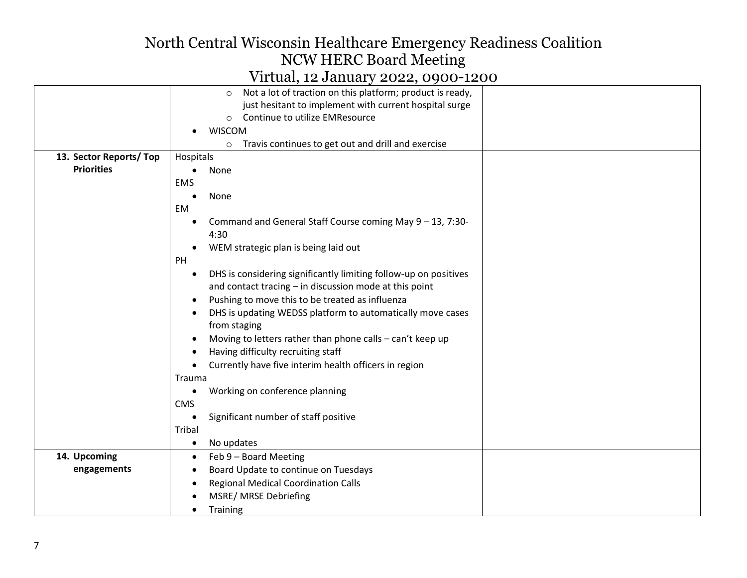# North Central Wisconsin Healthcare Emergency Readiness Coalition
## NCW HERC Board Meeting
## Virtual, 12 January 2022, 0900-1200

| | | |
|---|---|---|
| | ◦ Not a lot of traction on this platform; product is ready, just hesitant to implement with current hospital surge<br>◦ Continue to utilize EMResource<br>• WISCOM<br>◦ Travis continues to get out and drill and exercise | |
| **13. Sector Reports/ Top Priorities** | Hospitals<br>• None<br>EMS<br>• None<br>EM<br>• Command and General Staff Course coming May 9 – 13, 7:30-4:30<br>• WEM strategic plan is being laid out<br>PH<br>• DHS is considering significantly limiting follow-up on positives and contact tracing – in discussion mode at this point<br>• Pushing to move this to be treated as influenza<br>• DHS is updating WEDSS platform to automatically move cases from staging<br>• Moving to letters rather than phone calls – can't keep up<br>• Having difficulty recruiting staff<br>• Currently have five interim health officers in region<br>Trauma<br>• Working on conference planning<br>CMS<br>• Significant number of staff positive<br>Tribal<br>• No updates | |
| **14. Upcoming engagements** | • Feb 9 – Board Meeting<br>• Board Update to continue on Tuesdays<br>• Regional Medical Coordination Calls<br>• MSRE/ MRSE Debriefing<br>• Training | |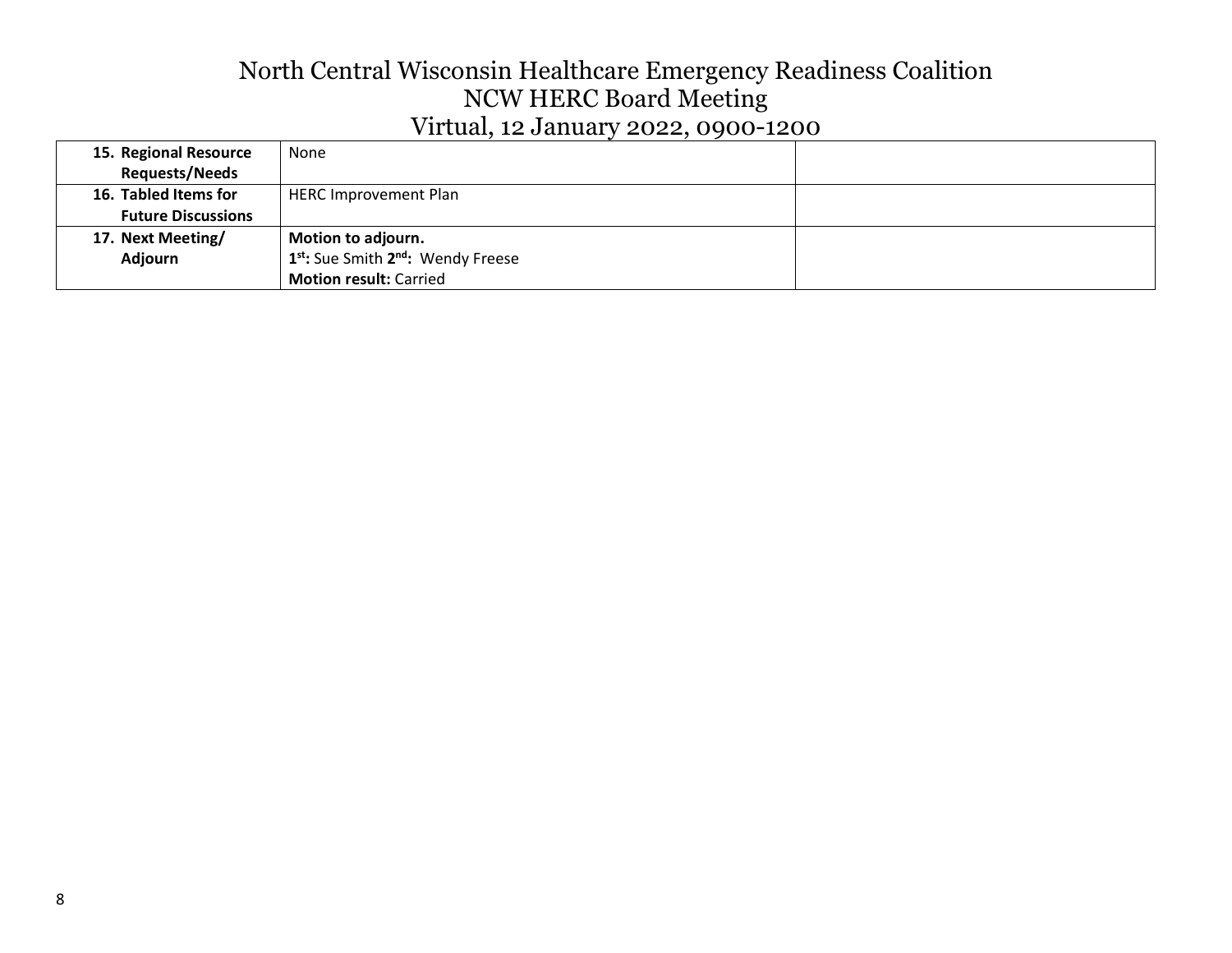# North Central Wisconsin Healthcare Emergency Readiness Coalition
## NCW HERC Board Meeting
## Virtual, 12 January 2022, 0900-1200

| | | |
|---|---|---|
| **15. Regional Resource Requests/Needs** | None | |
| **16. Tabled Items for Future Discussions** | HERC Improvement Plan | |
| **17. Next Meeting/ Adjourn** | **Motion to adjourn.**<br>**1st:** Sue Smith **2nd:** Wendy Freese<br>**Motion result:** Carried | |